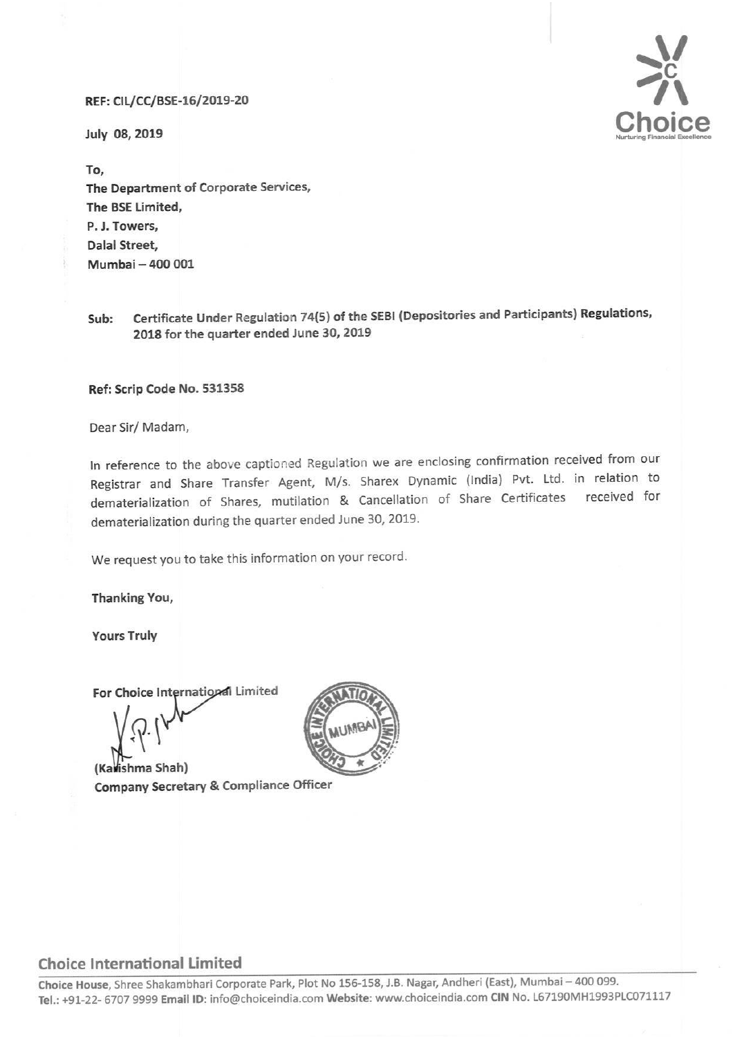REF: CIL/CC/BSE-16/2019-20

July 08, 2019

To,
The Department of Corporate Services,
The BSE Limited,
P. J. Towers,
Dalal Street,
Mumbai – 400 001

**Sub: Certificate Under Regulation 74(5) of the SEBI (Depositories and Participants) Regulations, 2018 for the quarter ended June 30, 2019**

**Ref: Scrip Code No. 531358**

Dear Sir/ Madam,

In reference to the above captioned Regulation we are enclosing confirmation received from our Registrar and Share Transfer Agent, M/s. Sharex Dynamic (India) Pvt. Ltd. in relation to dematerialization of Shares, mutilation & Cancellation of Share Certificates received for dematerialization during the quarter ended June 30, 2019.

We request you to take this information on your record.

**Thanking You,**

**Yours Truly**

**For Choice International Limited**

**(Karishma Shah)**
**Company Secretary & Compliance Officer**

**Choice International Limited**

**Choice House**, Shree Shakambhari Corporate Park, Plot No 156-158, J.B. Nagar, Andheri (East), Mumbai – 400 099.
**Tel.:** +91-22- 6707 9999 **Email ID:** info@choiceindia.com **Website:** www.choiceindia.com **CIN** No. L67190MH1993PLC071117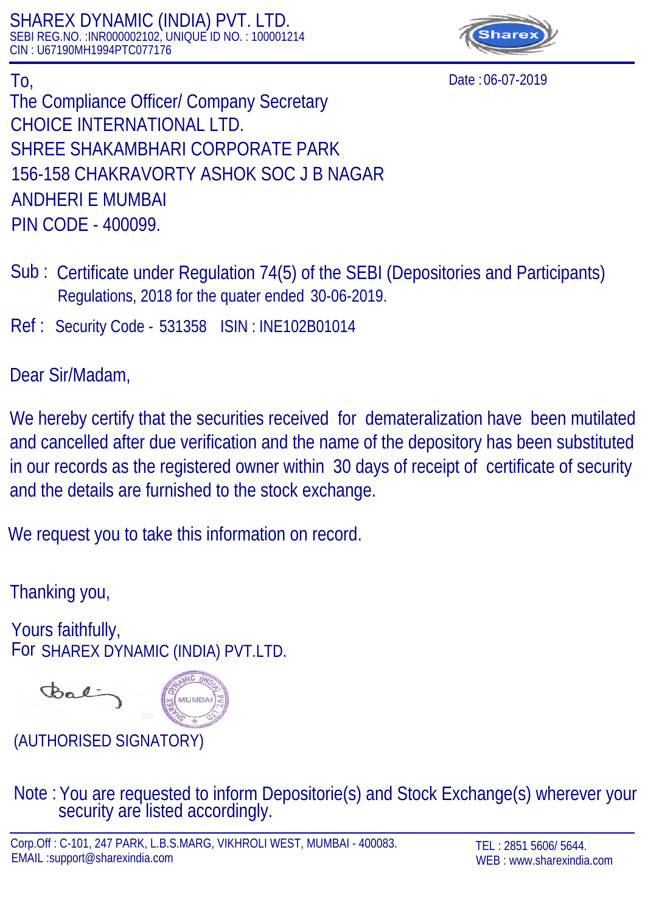# SHAREX DYNAMIC (INDIA) PVT. LTD.

SEBI REG.NO. :INR000002102, UNIQUE ID NO. : 100001214
CIN : U67190MH1994PTC077176

Date : 06-07-2019

To,
The Compliance Officer/ Company Secretary
CHOICE INTERNATIONAL LTD.
SHREE SHAKAMBHARI CORPORATE PARK
156-158 CHAKRAVORTY ASHOK SOC J B NAGAR
ANDHERI E MUMBAI
PIN CODE - 400099.

Sub : Certificate under Regulation 74(5) of the SEBI (Depositories and Participants) Regulations, 2018 for the quater ended 30-06-2019.

Ref : Security Code - 531358 ISIN : INE102B01014

Dear Sir/Madam,

We hereby certify that the securities received for dematerialization have been mutilated and cancelled after due verification and the name of the depository has been substituted in our records as the registered owner within 30 days of receipt of certificate of security and the details are furnished to the stock exchange.

We request you to take this information on record.

Thanking you,

Yours faithfully,
For SHAREX DYNAMIC (INDIA) PVT.LTD.

(AUTHORISED SIGNATORY)

Note : You are requested to inform Depositorie(s) and Stock Exchange(s) wherever your security are listed accordingly.

Corp.Off : C-101, 247 PARK, L.B.S.MARG, VIKHROLI WEST, MUMBAI - 400083.
EMAIL :support@sharexindia.com
TEL : 2851 5606/ 5644.
WEB : www.sharexindia.com